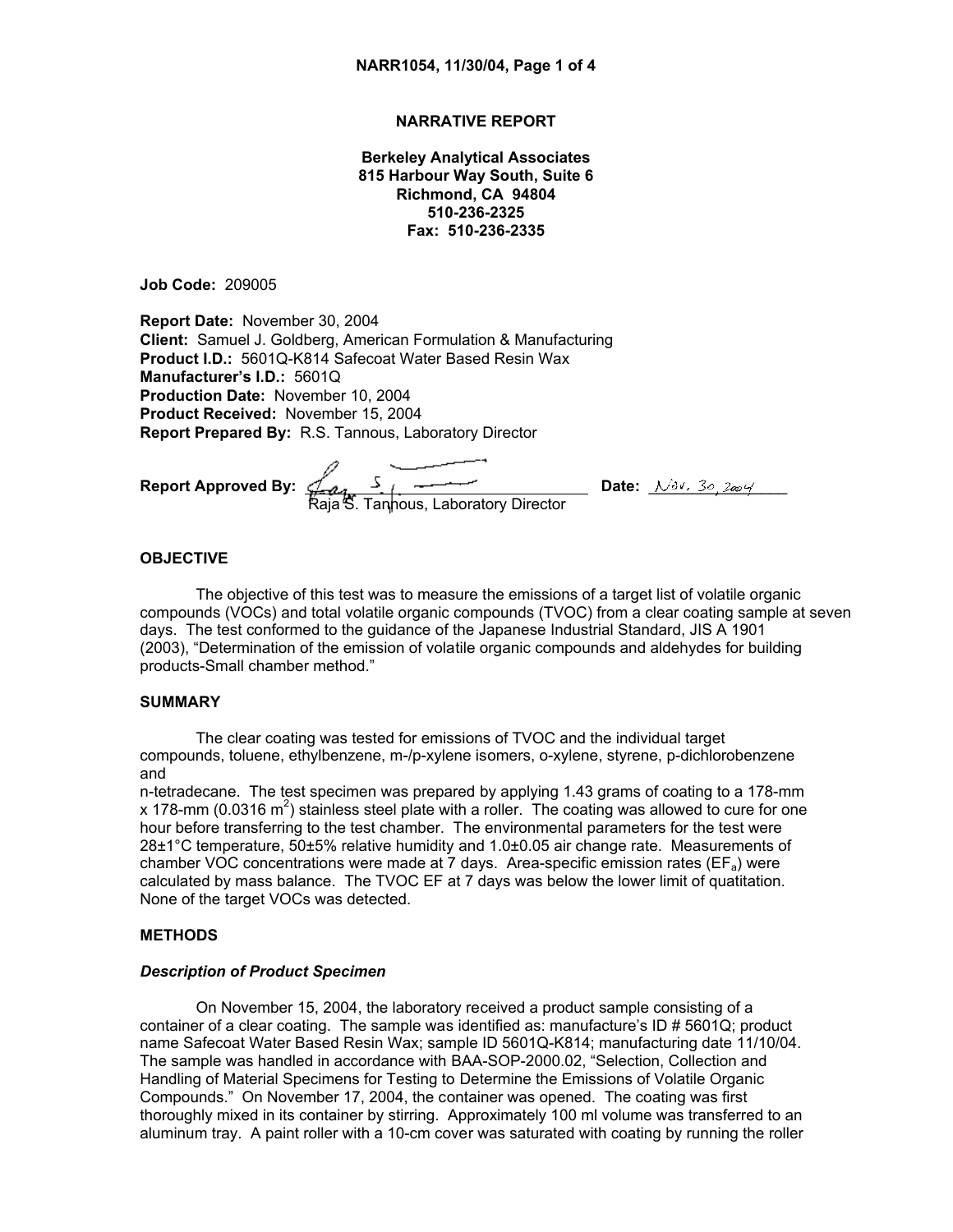# NARRATIVE REPORT

**Berkeley Analytical Associates**
**815 Harbour Way South, Suite 6**
**Richmond, CA 94804**
**510-236-2325**
**Fax: 510-236-2335**

**Job Code:** 209005

**Report Date:** November 30, 2004
**Client:** Samuel J. Goldberg, American Formulation & Manufacturing
**Product I.D.:** 5601Q-K814 Safecoat Water Based Resin Wax
**Manufacturer's I.D.:** 5601Q
**Production Date:** November 10, 2004
**Product Received:** November 15, 2004
**Report Prepared By:** R.S. Tannous, Laboratory Director

**Report Approved By:** Raja S. Tannous, Laboratory Director **Date:** Nov. 30, 2004

## OBJECTIVE

The objective of this test was to measure the emissions of a target list of volatile organic compounds (VOCs) and total volatile organic compounds (TVOC) from a clear coating sample at seven days. The test conformed to the guidance of the Japanese Industrial Standard, JIS A 1901 (2003), "Determination of the emission of volatile organic compounds and aldehydes for building products-Small chamber method."

## SUMMARY

The clear coating was tested for emissions of TVOC and the individual target compounds, toluene, ethylbenzene, m-/p-xylene isomers, o-xylene, styrene, p-dichlorobenzene and n-tetradecane. The test specimen was prepared by applying 1.43 grams of coating to a 178-mm x 178-mm (0.0316 $m^2$) stainless steel plate with a roller. The coating was allowed to cure for one hour before transferring to the test chamber. The environmental parameters for the test were 28±1°C temperature, 50±5% relative humidity and 1.0±0.05 air change rate. Measurements of chamber VOC concentrations were made at 7 days. Area-specific emission rates ($EF_a$) were calculated by mass balance. The TVOC EF at 7 days was below the lower limit of quatitation. None of the target VOCs was detected.

## METHODS

### *Description of Product Specimen*

On November 15, 2004, the laboratory received a product sample consisting of a container of a clear coating. The sample was identified as: manufacture's ID # 5601Q; product name Safecoat Water Based Resin Wax; sample ID 5601Q-K814; manufacturing date 11/10/04. The sample was handled in accordance with BAA-SOP-2000.02, "Selection, Collection and Handling of Material Specimens for Testing to Determine the Emissions of Volatile Organic Compounds." On November 17, 2004, the container was opened. The coating was first thoroughly mixed in its container by stirring. Approximately 100 ml volume was transferred to an aluminum tray. A paint roller with a 10-cm cover was saturated with coating by running the roller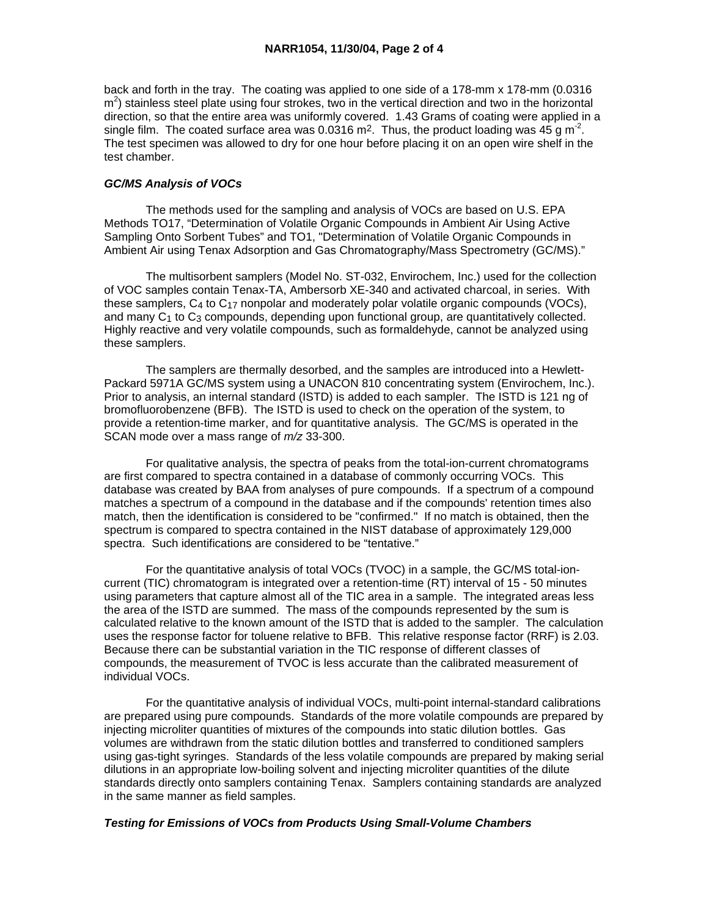back and forth in the tray. The coating was applied to one side of a 178-mm x 178-mm (0.0316 $m^2$) stainless steel plate using four strokes, two in the vertical direction and two in the horizontal direction, so that the entire area was uniformly covered. 1.43 Grams of coating were applied in a single film. The coated surface area was 0.0316 $m^2$. Thus, the product loading was 45 g $m^{-2}$. The test specimen was allowed to dry for one hour before placing it on an open wire shelf in the test chamber.

### *GC/MS Analysis of VOCs*

The methods used for the sampling and analysis of VOCs are based on U.S. EPA Methods TO17, "Determination of Volatile Organic Compounds in Ambient Air Using Active Sampling Onto Sorbent Tubes" and TO1, "Determination of Volatile Organic Compounds in Ambient Air using Tenax Adsorption and Gas Chromatography/Mass Spectrometry (GC/MS)."

The multisorbent samplers (Model No. ST-032, Envirochem, Inc.) used for the collection of VOC samples contain Tenax-TA, Ambersorb XE-340 and activated charcoal, in series. With these samplers, $C_4$ to $C_{17}$ nonpolar and moderately polar volatile organic compounds (VOCs), and many $C_1$ to $C_3$ compounds, depending upon functional group, are quantitatively collected. Highly reactive and very volatile compounds, such as formaldehyde, cannot be analyzed using these samplers.

The samplers are thermally desorbed, and the samples are introduced into a Hewlett-Packard 5971A GC/MS system using a UNACON 810 concentrating system (Envirochem, Inc.). Prior to analysis, an internal standard (ISTD) is added to each sampler. The ISTD is 121 ng of bromofluorobenzene (BFB). The ISTD is used to check on the operation of the system, to provide a retention-time marker, and for quantitative analysis. The GC/MS is operated in the SCAN mode over a mass range of *m/z* 33-300.

For qualitative analysis, the spectra of peaks from the total-ion-current chromatograms are first compared to spectra contained in a database of commonly occurring VOCs. This database was created by BAA from analyses of pure compounds. If a spectrum of a compound matches a spectrum of a compound in the database and if the compounds' retention times also match, then the identification is considered to be "confirmed." If no match is obtained, then the spectrum is compared to spectra contained in the NIST database of approximately 129,000 spectra. Such identifications are considered to be "tentative."

For the quantitative analysis of total VOCs (TVOC) in a sample, the GC/MS total-ion-current (TIC) chromatogram is integrated over a retention-time (RT) interval of 15 - 50 minutes using parameters that capture almost all of the TIC area in a sample. The integrated areas less the area of the ISTD are summed. The mass of the compounds represented by the sum is calculated relative to the known amount of the ISTD that is added to the sampler. The calculation uses the response factor for toluene relative to BFB. This relative response factor (RRF) is 2.03. Because there can be substantial variation in the TIC response of different classes of compounds, the measurement of TVOC is less accurate than the calibrated measurement of individual VOCs.

For the quantitative analysis of individual VOCs, multi-point internal-standard calibrations are prepared using pure compounds. Standards of the more volatile compounds are prepared by injecting microliter quantities of mixtures of the compounds into static dilution bottles. Gas volumes are withdrawn from the static dilution bottles and transferred to conditioned samplers using gas-tight syringes. Standards of the less volatile compounds are prepared by making serial dilutions in an appropriate low-boiling solvent and injecting microliter quantities of the dilute standards directly onto samplers containing Tenax. Samplers containing standards are analyzed in the same manner as field samples.

### *Testing for Emissions of VOCs from Products Using Small-Volume Chambers*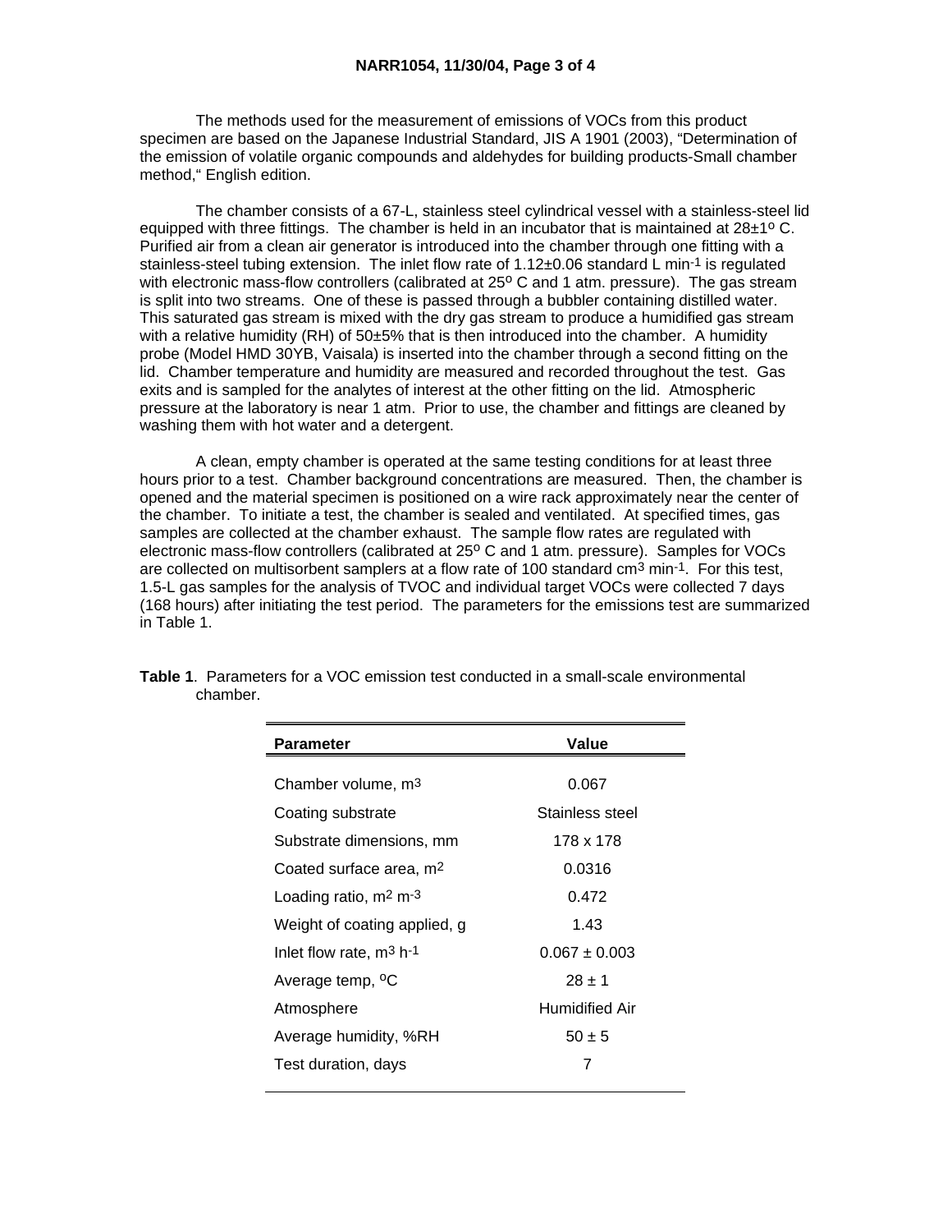The methods used for the measurement of emissions of VOCs from this product specimen are based on the Japanese Industrial Standard, JIS A 1901 (2003), "Determination of the emission of volatile organic compounds and aldehydes for building products-Small chamber method," English edition.

The chamber consists of a 67-L, stainless steel cylindrical vessel with a stainless-steel lid equipped with three fittings. The chamber is held in an incubator that is maintained at 28±1º C. Purified air from a clean air generator is introduced into the chamber through one fitting with a stainless-steel tubing extension. The inlet flow rate of 1.12±0.06 standard L $min^{-1}$ is regulated with electronic mass-flow controllers (calibrated at 25º C and 1 atm. pressure). The gas stream is split into two streams. One of these is passed through a bubbler containing distilled water. This saturated gas stream is mixed with the dry gas stream to produce a humidified gas stream with a relative humidity (RH) of 50±5% that is then introduced into the chamber. A humidity probe (Model HMD 30YB, Vaisala) is inserted into the chamber through a second fitting on the lid. Chamber temperature and humidity are measured and recorded throughout the test. Gas exits and is sampled for the analytes of interest at the other fitting on the lid. Atmospheric pressure at the laboratory is near 1 atm. Prior to use, the chamber and fittings are cleaned by washing them with hot water and a detergent.

A clean, empty chamber is operated at the same testing conditions for at least three hours prior to a test. Chamber background concentrations are measured. Then, the chamber is opened and the material specimen is positioned on a wire rack approximately near the center of the chamber. To initiate a test, the chamber is sealed and ventilated. At specified times, gas samples are collected at the chamber exhaust. The sample flow rates are regulated with electronic mass-flow controllers (calibrated at 25º C and 1 atm. pressure). Samples for VOCs are collected on multisorbent samplers at a flow rate of 100 standard $cm^3$ $min^{-1}$. For this test, 1.5-L gas samples for the analysis of TVOC and individual target VOCs were collected 7 days (168 hours) after initiating the test period. The parameters for the emissions test are summarized in Table 1.

**Table 1**. Parameters for a VOC emission test conducted in a small-scale environmental chamber.

| Parameter | Value |
|---|---|
| Chamber volume, $m^3$ | 0.067 |
| Coating substrate | Stainless steel |
| Substrate dimensions, mm | 178 x 178 |
| Coated surface area, $m^2$ | 0.0316 |
| Loading ratio, $m^2$ $m^{-3}$ | 0.472 |
| Weight of coating applied, g | 1.43 |
| Inlet flow rate, $m^3$ $h^{-1}$ | 0.067 ± 0.003 |
| Average temp, ºC | 28 ± 1 |
| Atmosphere | Humidified Air |
| Average humidity, %RH | 50 ± 5 |
| Test duration, days | 7 |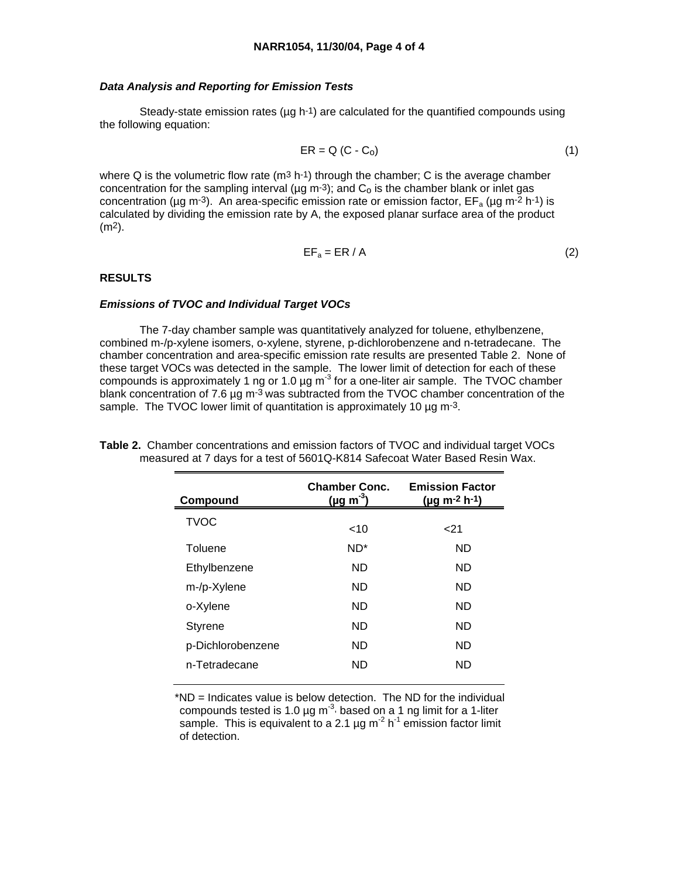***Data Analysis and Reporting for Emission Tests***

Steady-state emission rates (µg $h^{-1}$) are calculated for the quantified compounds using the following equation:

$$ER = Q\,(C - C_o) \tag{1}$$

where Q is the volumetric flow rate ($m^3$ $h^{-1}$) through the chamber; C is the average chamber concentration for the sampling interval (µg $m^{-3}$); and $C_o$ is the chamber blank or inlet gas concentration (µg $m^{-3}$). An area-specific emission rate or emission factor, $EF_a$ (µg $m^{-2}$ $h^{-1}$) is calculated by dividing the emission rate by A, the exposed planar surface area of the product ($m^2$).

$$EF_a = ER / A \tag{2}$$

## RESULTS

***Emissions of TVOC and Individual Target VOCs***

The 7-day chamber sample was quantitatively analyzed for toluene, ethylbenzene, combined m-/p-xylene isomers, o-xylene, styrene, p-dichlorobenzene and n-tetradecane. The chamber concentration and area-specific emission rate results are presented Table 2. None of these target VOCs was detected in the sample. The lower limit of detection for each of these compounds is approximately 1 ng or 1.0 µg $m^{-3}$ for a one-liter air sample. The TVOC chamber blank concentration of 7.6 µg $m^{-3}$ was subtracted from the TVOC chamber concentration of the sample. The TVOC lower limit of quantitation is approximately 10 µg $m^{-3}$.

**Table 2.** Chamber concentrations and emission factors of TVOC and individual target VOCs measured at 7 days for a test of 5601Q-K814 Safecoat Water Based Resin Wax.

| Compound | Chamber Conc. (µg $m^{-3}$) | Emission Factor (µg $m^{-2}$ $h^{-1}$) |
|---|---|---|
| TVOC | <10 | <21 |
| Toluene | ND* | ND |
| Ethylbenzene | ND | ND |
| m-/p-Xylene | ND | ND |
| o-Xylene | ND | ND |
| Styrene | ND | ND |
| p-Dichlorobenzene | ND | ND |
| n-Tetradecane | ND | ND |

*ND = Indicates value is below detection. The ND for the individual compounds tested is 1.0 µg $m^{-3}$, based on a 1 ng limit for a 1-liter sample. This is equivalent to a 2.1 µg $m^{-2}$ $h^{-1}$ emission factor limit of detection.